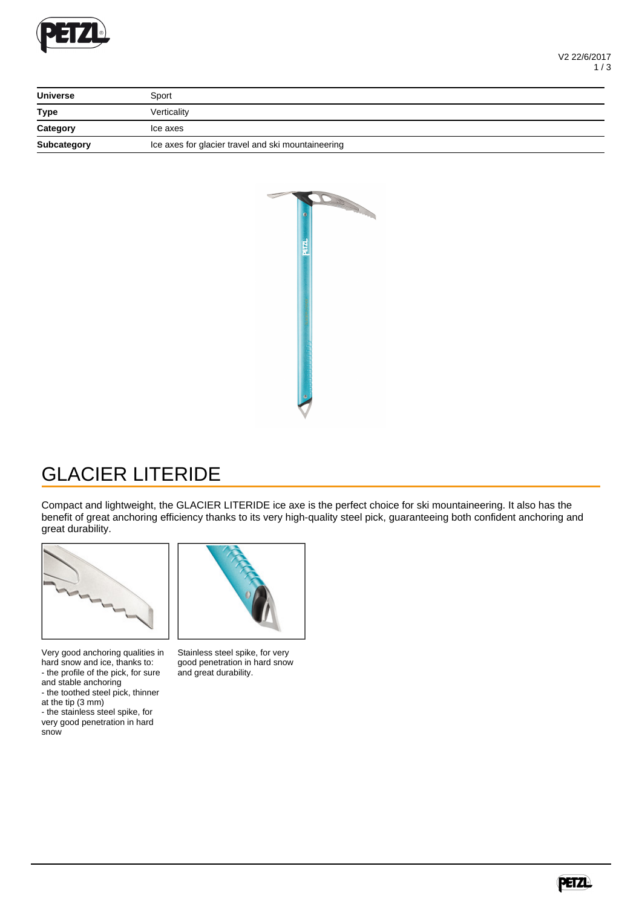| Universe | Sport |
| --- | --- |
| Type | Verticality |
| Category | Ice axes |
| Subcategory | Ice axes for glacier travel and ski mountaineering |

# GLACIER LITERIDE

Compact and lightweight, the GLACIER LITERIDE ice axe is the perfect choice for ski mountaineering. It also has the benefit of great anchoring efficiency thanks to its very high-quality steel pick, guaranteeing both confident anchoring and great durability.

Very good anchoring qualities in hard snow and ice, thanks to:
- the profile of the pick, for sure and stable anchoring
- the toothed steel pick, thinner at the tip (3 mm)
- the stainless steel spike, for very good penetration in hard snow

Stainless steel spike, for very good penetration in hard snow and great durability.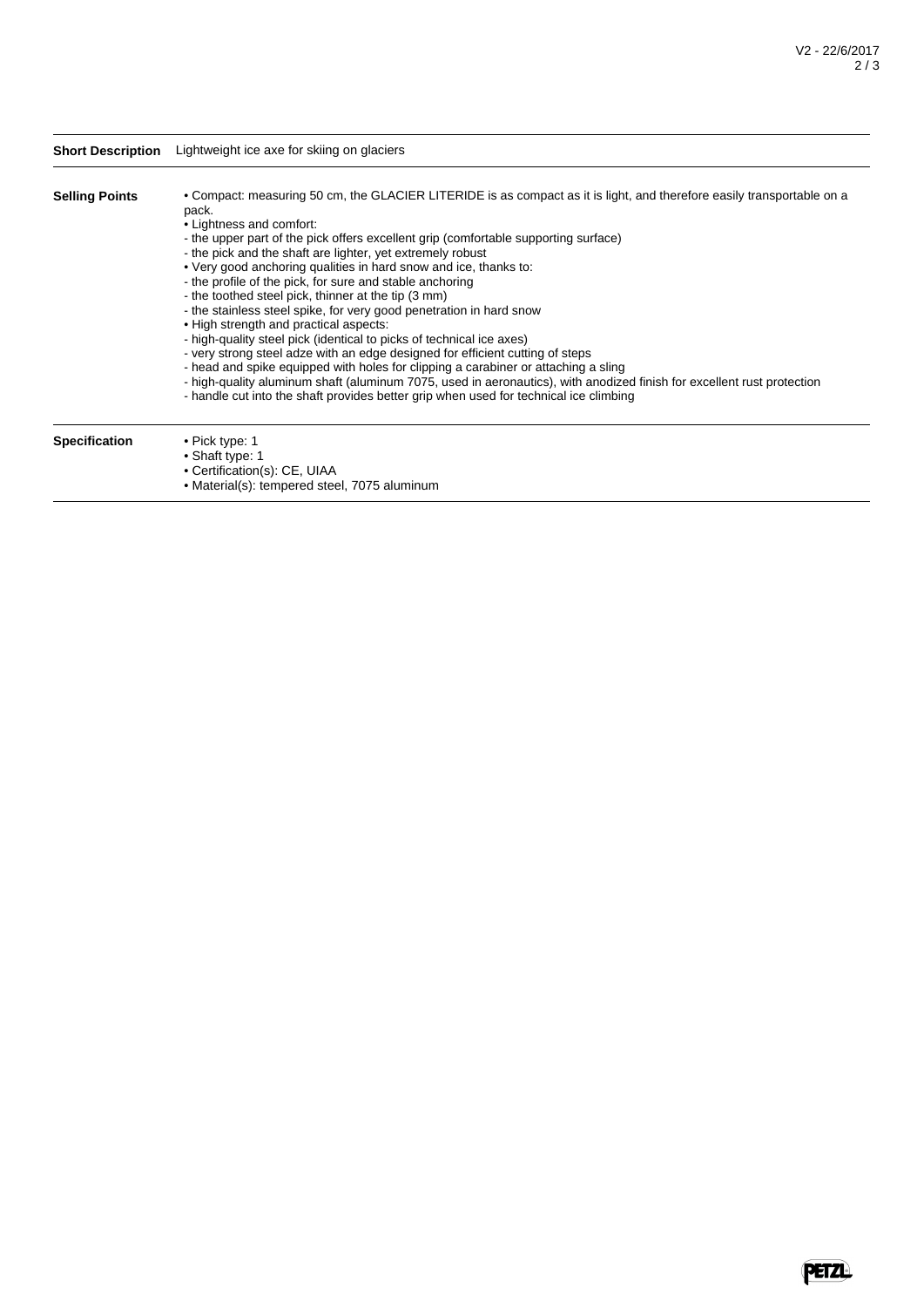**Short Description** Lightweight ice axe for skiing on glaciers

**Selling Points**

- Compact: measuring 50 cm, the GLACIER LITERIDE is as compact as it is light, and therefore easily transportable on a pack.
- Lightness and comfort:
  - the upper part of the pick offers excellent grip (comfortable supporting surface)
  - the pick and the shaft are lighter, yet extremely robust
- Very good anchoring qualities in hard snow and ice, thanks to:
  - the profile of the pick, for sure and stable anchoring
  - the toothed steel pick, thinner at the tip (3 mm)
  - the stainless steel spike, for very good penetration in hard snow
- High strength and practical aspects:
  - high-quality steel pick (identical to picks of technical ice axes)
  - very strong steel adze with an edge designed for efficient cutting of steps
  - head and spike equipped with holes for clipping a carabiner or attaching a sling
  - high-quality aluminum shaft (aluminum 7075, used in aeronautics), with anodized finish for excellent rust protection
  - handle cut into the shaft provides better grip when used for technical ice climbing

**Specification**

- Pick type: 1
- Shaft type: 1
- Certification(s): CE, UIAA
- Material(s): tempered steel, 7075 aluminum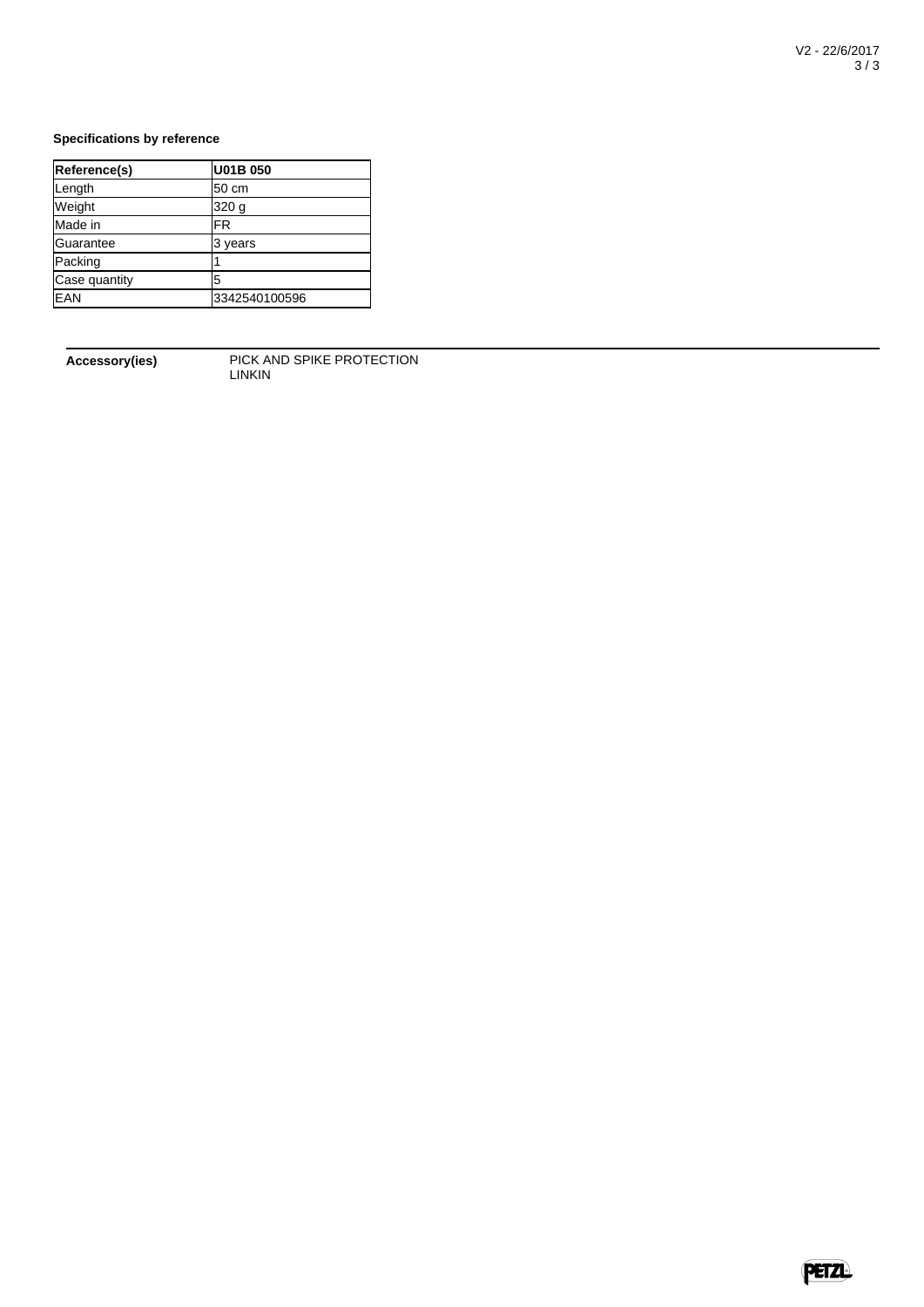**Specifications by reference**

| Reference(s) | U01B 050 |
|---|---|
| Length | 50 cm |
| Weight | 320 g |
| Made in | FR |
| Guarantee | 3 years |
| Packing | 1 |
| Case quantity | 5 |
| EAN | 3342540100596 |

**Accessory(ies)**

PICK AND SPIKE PROTECTION
LINKIN